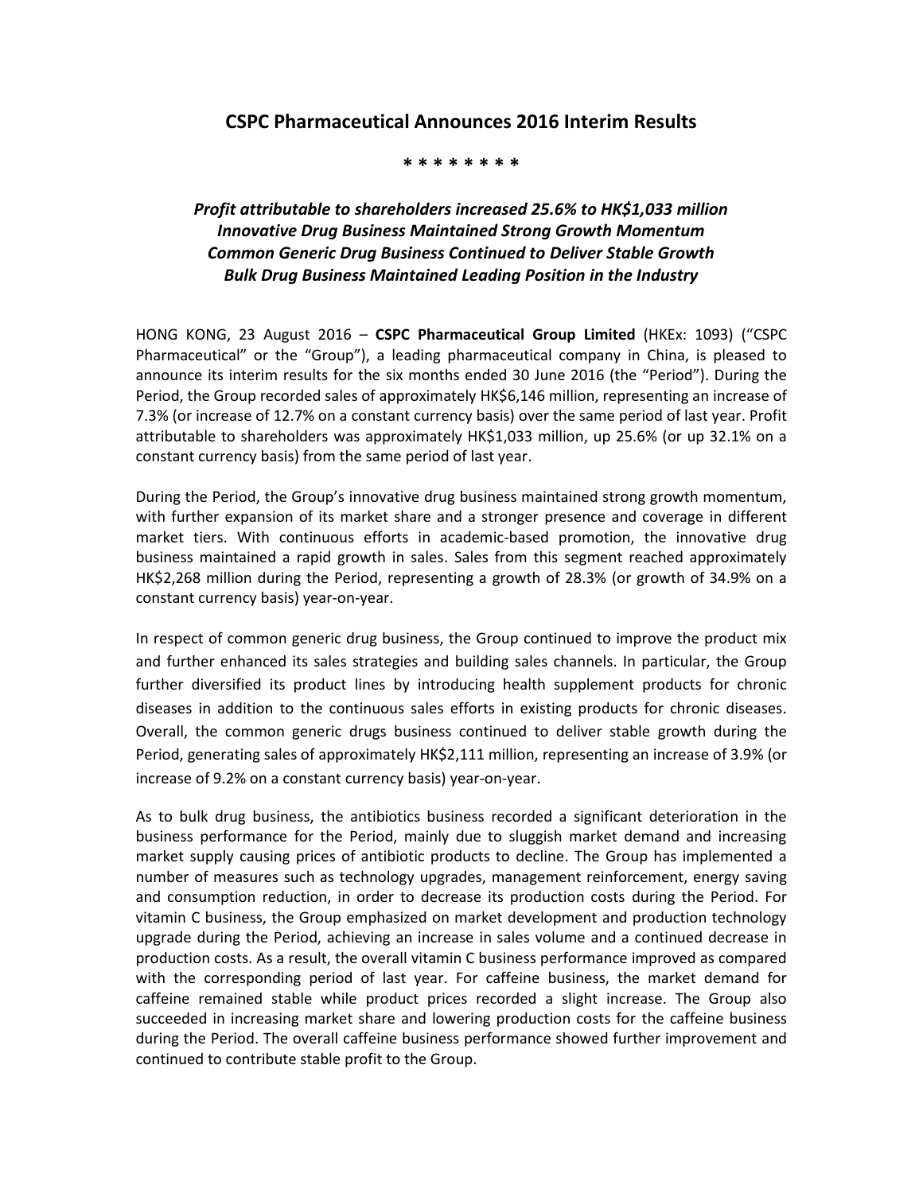# CSPC Pharmaceutical Announces 2016 Interim Results

\* \* \* \* \* \* \* \*

***Profit attributable to shareholders increased 25.6% to HK$1,033 million***
***Innovative Drug Business Maintained Strong Growth Momentum***
***Common Generic Drug Business Continued to Deliver Stable Growth***
***Bulk Drug Business Maintained Leading Position in the Industry***

HONG KONG, 23 August 2016 – **CSPC Pharmaceutical Group Limited** (HKEx: 1093) ("CSPC Pharmaceutical" or the "Group"), a leading pharmaceutical company in China, is pleased to announce its interim results for the six months ended 30 June 2016 (the "Period"). During the Period, the Group recorded sales of approximately HK$6,146 million, representing an increase of 7.3% (or increase of 12.7% on a constant currency basis) over the same period of last year. Profit attributable to shareholders was approximately HK$1,033 million, up 25.6% (or up 32.1% on a constant currency basis) from the same period of last year.

During the Period, the Group's innovative drug business maintained strong growth momentum, with further expansion of its market share and a stronger presence and coverage in different market tiers. With continuous efforts in academic-based promotion, the innovative drug business maintained a rapid growth in sales. Sales from this segment reached approximately HK$2,268 million during the Period, representing a growth of 28.3% (or growth of 34.9% on a constant currency basis) year-on-year.

In respect of common generic drug business, the Group continued to improve the product mix and further enhanced its sales strategies and building sales channels. In particular, the Group further diversified its product lines by introducing health supplement products for chronic diseases in addition to the continuous sales efforts in existing products for chronic diseases. Overall, the common generic drugs business continued to deliver stable growth during the Period, generating sales of approximately HK$2,111 million, representing an increase of 3.9% (or increase of 9.2% on a constant currency basis) year-on-year.

As to bulk drug business, the antibiotics business recorded a significant deterioration in the business performance for the Period, mainly due to sluggish market demand and increasing market supply causing prices of antibiotic products to decline. The Group has implemented a number of measures such as technology upgrades, management reinforcement, energy saving and consumption reduction, in order to decrease its production costs during the Period. For vitamin C business, the Group emphasized on market development and production technology upgrade during the Period, achieving an increase in sales volume and a continued decrease in production costs. As a result, the overall vitamin C business performance improved as compared with the corresponding period of last year. For caffeine business, the market demand for caffeine remained stable while product prices recorded a slight increase. The Group also succeeded in increasing market share and lowering production costs for the caffeine business during the Period. The overall caffeine business performance showed further improvement and continued to contribute stable profit to the Group.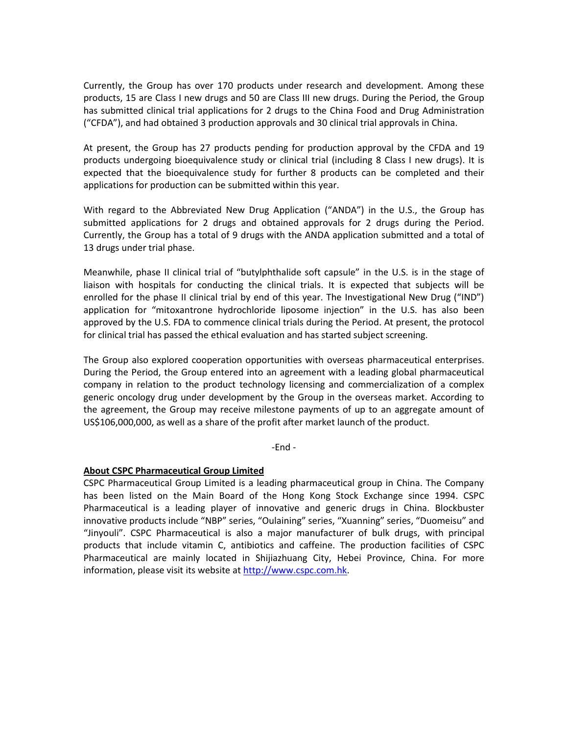Currently, the Group has over 170 products under research and development. Among these products, 15 are Class I new drugs and 50 are Class III new drugs. During the Period, the Group has submitted clinical trial applications for 2 drugs to the China Food and Drug Administration ("CFDA"), and had obtained 3 production approvals and 30 clinical trial approvals in China.

At present, the Group has 27 products pending for production approval by the CFDA and 19 products undergoing bioequivalence study or clinical trial (including 8 Class I new drugs). It is expected that the bioequivalence study for further 8 products can be completed and their applications for production can be submitted within this year.

With regard to the Abbreviated New Drug Application ("ANDA") in the U.S., the Group has submitted applications for 2 drugs and obtained approvals for 2 drugs during the Period. Currently, the Group has a total of 9 drugs with the ANDA application submitted and a total of 13 drugs under trial phase.

Meanwhile, phase II clinical trial of "butylphthalide soft capsule" in the U.S. is in the stage of liaison with hospitals for conducting the clinical trials. It is expected that subjects will be enrolled for the phase II clinical trial by end of this year. The Investigational New Drug ("IND") application for "mitoxantrone hydrochloride liposome injection" in the U.S. has also been approved by the U.S. FDA to commence clinical trials during the Period. At present, the protocol for clinical trial has passed the ethical evaluation and has started subject screening.

The Group also explored cooperation opportunities with overseas pharmaceutical enterprises. During the Period, the Group entered into an agreement with a leading global pharmaceutical company in relation to the product technology licensing and commercialization of a complex generic oncology drug under development by the Group in the overseas market. According to the agreement, the Group may receive milestone payments of up to an aggregate amount of US$106,000,000, as well as a share of the profit after market launch of the product.

-End -

**About CSPC Pharmaceutical Group Limited**

CSPC Pharmaceutical Group Limited is a leading pharmaceutical group in China. The Company has been listed on the Main Board of the Hong Kong Stock Exchange since 1994. CSPC Pharmaceutical is a leading player of innovative and generic drugs in China. Blockbuster innovative products include "NBP" series, "Oulaining" series, "Xuanning" series, "Duomeisu" and "Jinyouli". CSPC Pharmaceutical is also a major manufacturer of bulk drugs, with principal products that include vitamin C, antibiotics and caffeine. The production facilities of CSPC Pharmaceutical are mainly located in Shijiazhuang City, Hebei Province, China. For more information, please visit its website at http://www.cspc.com.hk.